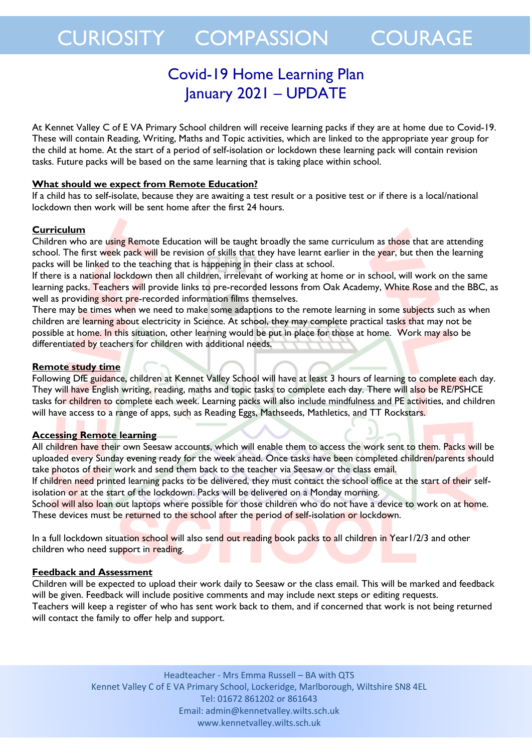# CURIOSITY COMPASSION COURAGE

## Covid-19 Home Learning Plan
## January 2021 – UPDATE

At Kennet Valley C of E VA Primary School children will receive learning packs if they are at home due to Covid-19. These will contain Reading, Writing, Maths and Topic activities, which are linked to the appropriate year group for the child at home. At the start of a period of self-isolation or lockdown these learning pack will contain revision tasks. Future packs will be based on the same learning that is taking place within school.

**What should we expect from Remote Education?**

If a child has to self-isolate, because they are awaiting a test result or a positive test or if there is a local/national lockdown then work will be sent home after the first 24 hours.

**Curriculum**

Children who are using Remote Education will be taught broadly the same curriculum as those that are attending school. The first week pack will be revision of skills that they have learnt earlier in the year, but then the learning packs will be linked to the teaching that is happening in their class at school.

If there is a national lockdown then all children, irrelevant of working at home or in school, will work on the same learning packs. Teachers will provide links to pre-recorded lessons from Oak Academy, White Rose and the BBC, as well as providing short pre-recorded information films themselves.

There may be times when we need to make some adaptions to the remote learning in some subjects such as when children are learning about electricity in Science. At school, they may complete practical tasks that may not be possible at home. In this situation, other learning would be put in place for those at home. Work may also be differentiated by teachers for children with additional needs.

**Remote study time**

Following DfE guidance, children at Kennet Valley School will have at least 3 hours of learning to complete each day. They will have English writing, reading, maths and topic tasks to complete each day. There will also be RE/PSHCE tasks for children to complete each week. Learning packs will also include mindfulness and PE activities, and children will have access to a range of apps, such as Reading Eggs, Mathseeds, Mathletics, and TT Rockstars.

**Accessing Remote learning**

All children have their own Seesaw accounts, which will enable them to access the work sent to them. Packs will be uploaded every Sunday evening ready for the week ahead. Once tasks have been completed children/parents should take photos of their work and send them back to the teacher via Seesaw or the class email.

If children need printed learning packs to be delivered, they must contact the school office at the start of their self-isolation or at the start of the lockdown. Packs will be delivered on a Monday morning.

School will also loan out laptops where possible for those children who do not have a device to work on at home. These devices must be returned to the school after the period of self-isolation or lockdown.

In a full lockdown situation school will also send out reading book packs to all children in Year1/2/3 and other children who need support in reading.

**Feedback and Assessment**

Children will be expected to upload their work daily to Seesaw or the class email. This will be marked and feedback will be given. Feedback will include positive comments and may include next steps or editing requests.

Teachers will keep a register of who has sent work back to them, and if concerned that work is not being returned will contact the family to offer help and support.

Headteacher - Mrs Emma Russell – BA with QTS
Kennet Valley C of E VA Primary School, Lockeridge, Marlborough, Wiltshire SN8 4EL
Tel: 01672 861202 or 861643
Email: admin@kennetvalley.wilts.sch.uk
www.kennetvalley.wilts.sch.uk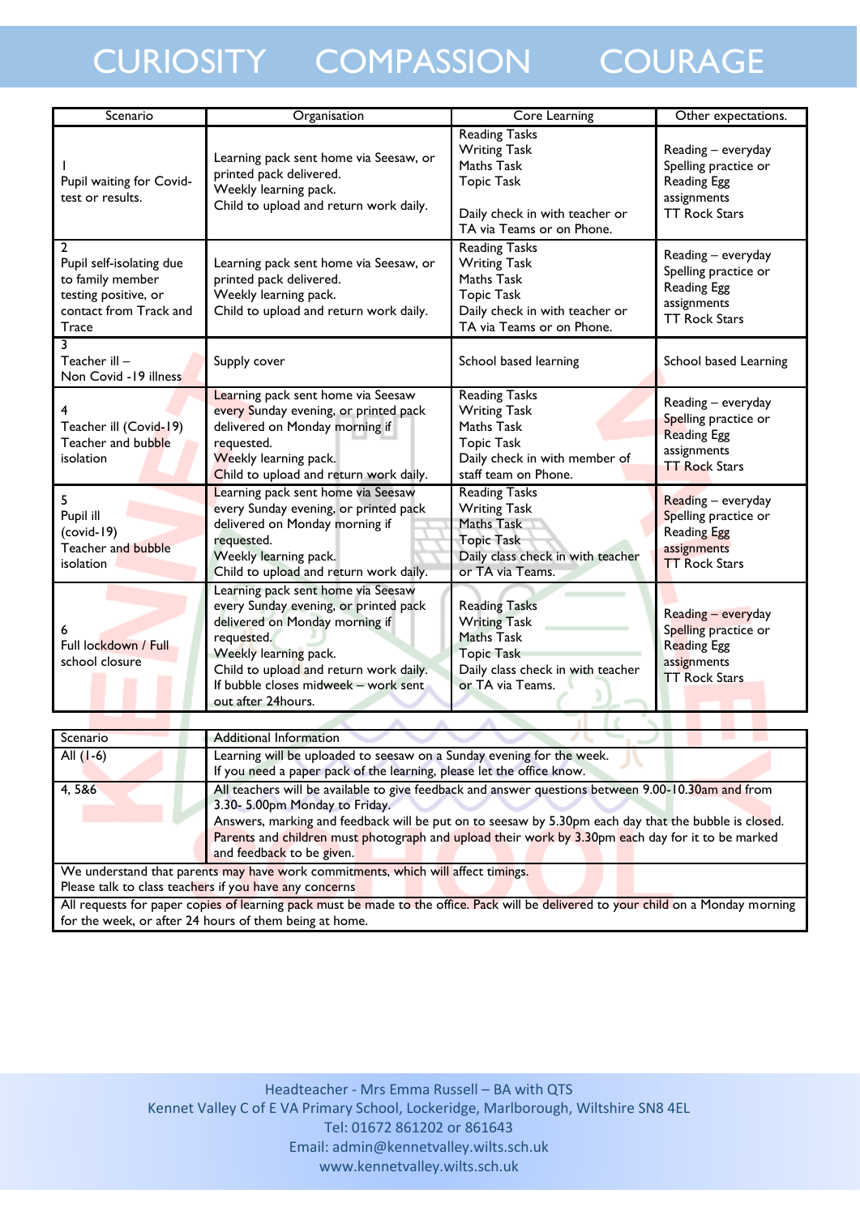# CURIOSITY COMPASSION COURAGE

| Scenario | Organisation | Core Learning | Other expectations. |
|---|---|---|---|
| 1<br>Pupil waiting for Covid-test or results. | Learning pack sent home via Seesaw, or printed pack delivered.<br>Weekly learning pack.<br>Child to upload and return work daily. | Reading Tasks<br>Writing Task<br>Maths Task<br>Topic Task<br><br>Daily check in with teacher or TA via Teams or on Phone. | Reading – everyday<br>Spelling practice or Reading Egg assignments<br>TT Rock Stars |
| 2<br>Pupil self-isolating due to family member testing positive, or contact from Track and Trace | Learning pack sent home via Seesaw, or printed pack delivered.<br>Weekly learning pack.<br>Child to upload and return work daily. | Reading Tasks<br>Writing Task<br>Maths Task<br>Topic Task<br>Daily check in with teacher or TA via Teams or on Phone. | Reading – everyday<br>Spelling practice or Reading Egg assignments<br>TT Rock Stars |
| 3<br>Teacher ill – Non Covid -19 illness | Supply cover | School based learning | School based Learning |
| 4<br>Teacher ill (Covid-19)<br>Teacher and bubble isolation | Learning pack sent home via Seesaw every Sunday evening, or printed pack delivered on Monday morning if requested.<br>Weekly learning pack.<br>Child to upload and return work daily. | Reading Tasks<br>Writing Task<br>Maths Task<br>Topic Task<br>Daily check in with member of staff team on Phone. | Reading – everyday<br>Spelling practice or Reading Egg assignments<br>TT Rock Stars |
| 5<br>Pupil ill (covid-19)<br>Teacher and bubble isolation | Learning pack sent home via Seesaw every Sunday evening, or printed pack delivered on Monday morning if requested.<br>Weekly learning pack.<br>Child to upload and return work daily. | Reading Tasks<br>Writing Task<br>Maths Task<br>Topic Task<br>Daily class check in with teacher or TA via Teams. | Reading – everyday<br>Spelling practice or Reading Egg assignments<br>TT Rock Stars |
| 6<br>Full lockdown / Full school closure | Learning pack sent home via Seesaw every Sunday evening, or printed pack delivered on Monday morning if requested.<br>Weekly learning pack.<br>Child to upload and return work daily.<br>If bubble closes midweek – work sent out after 24hours. | Reading Tasks<br>Writing Task<br>Maths Task<br>Topic Task<br>Daily class check in with teacher or TA via Teams. | Reading – everyday<br>Spelling practice or Reading Egg assignments<br>TT Rock Stars |

| Scenario | Additional Information |
|---|---|
| All (1-6) | Learning will be uploaded to seesaw on a Sunday evening for the week.<br>If you need a paper pack of the learning, please let the office know. |
| 4, 5&6 | All teachers will be available to give feedback and answer questions between 9.00-10.30am and from 3.30- 5.00pm Monday to Friday.<br>Answers, marking and feedback will be put on to seesaw by 5.30pm each day that the bubble is closed.<br>Parents and children must photograph and upload their work by 3.30pm each day for it to be marked and feedback to be given. |
| We understand that parents may have work commitments, which will affect timings.<br>Please talk to class teachers if you have any concerns | |
| All requests for paper copies of learning pack must be made to the office. Pack will be delivered to your child on a Monday morning for the week, or after 24 hours of them being at home. | |

Headteacher - Mrs Emma Russell – BA with QTS
Kennet Valley C of E VA Primary School, Lockeridge, Marlborough, Wiltshire SN8 4EL
Tel: 01672 861202 or 861643
Email: admin@kennetvalley.wilts.sch.uk
www.kennetvalley.wilts.sch.uk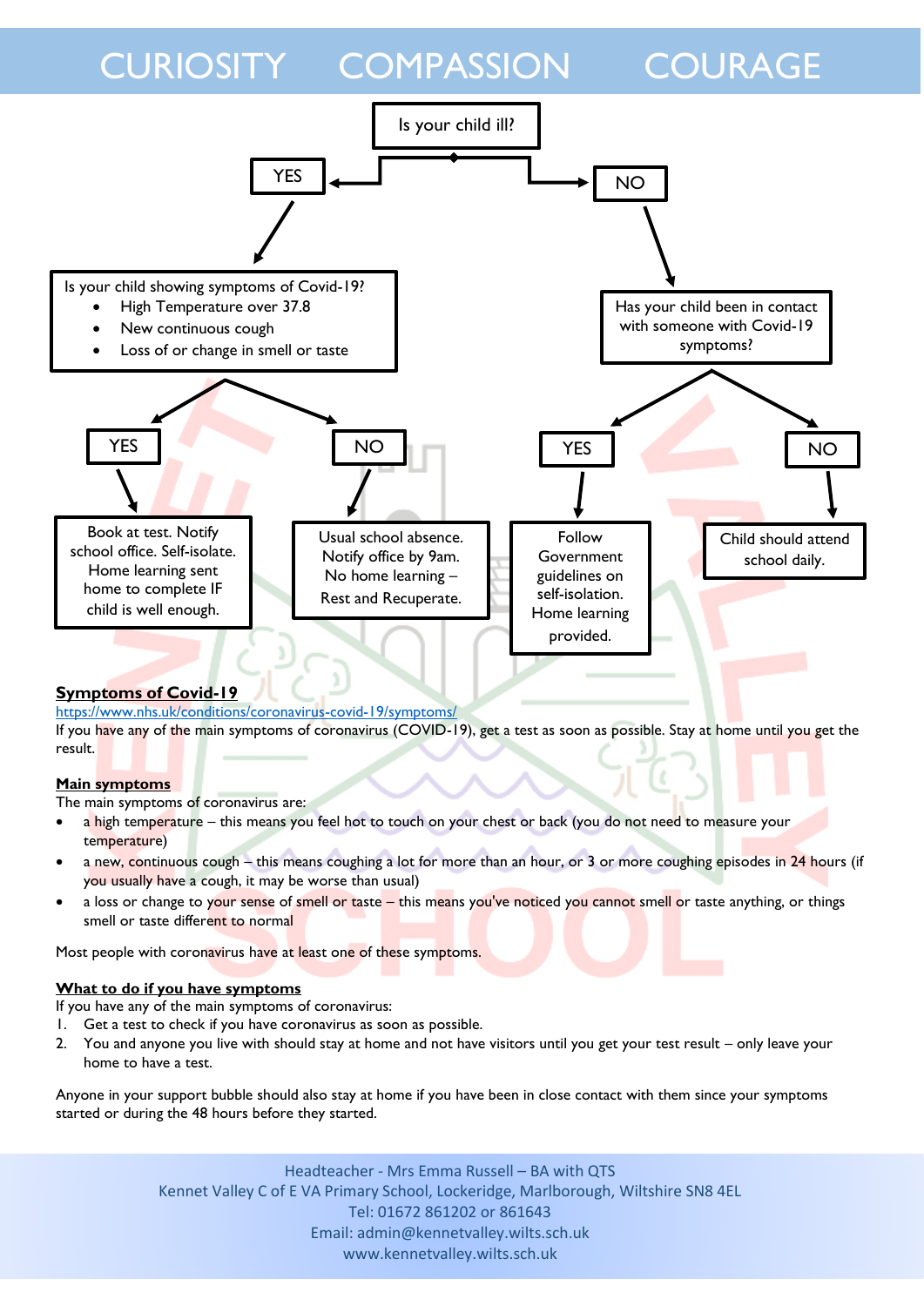CURIOSITY COMPASSION COURAGE

Is your child ill?

YES

Is your child showing symptoms of Covid-19?

- High Temperature over 37.8
- New continuous cough
- Loss of or change in smell or taste

YES

Book at test. Notify school office. Self-isolate. Home learning sent home to complete IF child is well enough.

NO

Usual school absence. Notify office by 9am. No home learning – Rest and Recuperate.

NO

Has your child been in contact with someone with Covid-19 symptoms?

YES

Follow Government guidelines on self-isolation. Home learning provided.

NO

Child should attend school daily.

## Symptoms of Covid-19

https://www.nhs.uk/conditions/coronavirus-covid-19/symptoms/

If you have any of the main symptoms of coronavirus (COVID-19), get a test as soon as possible. Stay at home until you get the result.

## Main symptoms

The main symptoms of coronavirus are:

- a high temperature – this means you feel hot to touch on your chest or back (you do not need to measure your temperature)
- a new, continuous cough – this means coughing a lot for more than an hour, or 3 or more coughing episodes in 24 hours (if you usually have a cough, it may be worse than usual)
- a loss or change to your sense of smell or taste – this means you've noticed you cannot smell or taste anything, or things smell or taste different to normal

Most people with coronavirus have at least one of these symptoms.

## What to do if you have symptoms

If you have any of the main symptoms of coronavirus:

1. Get a test to check if you have coronavirus as soon as possible.
2. You and anyone you live with should stay at home and not have visitors until you get your test result – only leave your home to have a test.

Anyone in your support bubble should also stay at home if you have been in close contact with them since your symptoms started or during the 48 hours before they started.

Headteacher - Mrs Emma Russell – BA with QTS
Kennet Valley C of E VA Primary School, Lockeridge, Marlborough, Wiltshire SN8 4EL
Tel: 01672 861202 or 861643
Email: admin@kennetvalley.wilts.sch.uk
www.kennetvalley.wilts.sch.uk